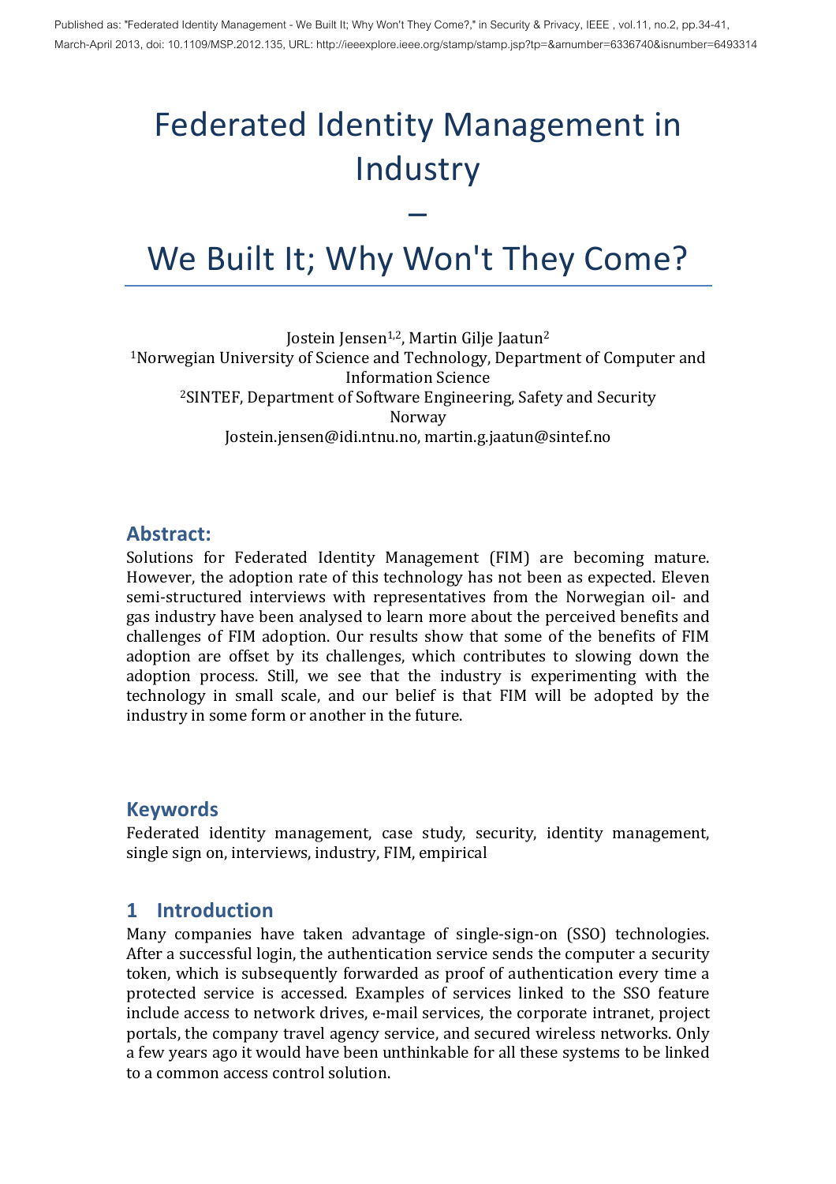Published as: "Federated Identity Management - We Built It; Why Won't They Come?," in Security & Privacy, IEEE , vol.11, no.2, pp.34-41, March-April 2013, doi: 10.1109/MSP.2012.135, URL: http://ieeexplore.ieee.org/stamp/stamp.jsp?tp=&arnumber=6336740&isnumber=6493314

# Federated Identity Management in Industry – We Built It; Why Won't They Come?

Jostein Jensen[1,2], Martin Gilje Jaatun[2]

[1]Norwegian University of Science and Technology, Department of Computer and Information Science

[2]SINTEF, Department of Software Engineering, Safety and Security

Norway

Jostein.jensen@idi.ntnu.no, martin.g.jaatun@sintef.no

## Abstract:

Solutions for Federated Identity Management (FIM) are becoming mature. However, the adoption rate of this technology has not been as expected. Eleven semi-structured interviews with representatives from the Norwegian oil- and gas industry have been analysed to learn more about the perceived benefits and challenges of FIM adoption. Our results show that some of the benefits of FIM adoption are offset by its challenges, which contributes to slowing down the adoption process. Still, we see that the industry is experimenting with the technology in small scale, and our belief is that FIM will be adopted by the industry in some form or another in the future.

## Keywords

Federated identity management, case study, security, identity management, single sign on, interviews, industry, FIM, empirical

## 1 Introduction

Many companies have taken advantage of single-sign-on (SSO) technologies. After a successful login, the authentication service sends the computer a security token, which is subsequently forwarded as proof of authentication every time a protected service is accessed. Examples of services linked to the SSO feature include access to network drives, e-mail services, the corporate intranet, project portals, the company travel agency service, and secured wireless networks. Only a few years ago it would have been unthinkable for all these systems to be linked to a common access control solution.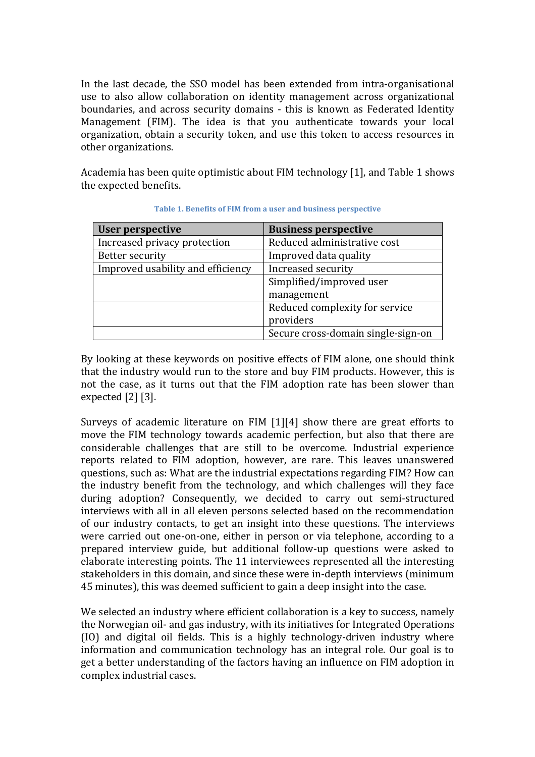In the last decade, the SSO model has been extended from intra-organisational use to also allow collaboration on identity management across organizational boundaries, and across security domains - this is known as Federated Identity Management (FIM). The idea is that you authenticate towards your local organization, obtain a security token, and use this token to access resources in other organizations.

Academia has been quite optimistic about FIM technology [1], and Table 1 shows the expected benefits.

**Table 1. Benefits of FIM from a user and business perspective**

| User perspective | Business perspective |
| --- | --- |
| Increased privacy protection | Reduced administrative cost |
| Better security | Improved data quality |
| Improved usability and efficiency | Increased security |
| | Simplified/improved user management |
| | Reduced complexity for service providers |
| | Secure cross-domain single-sign-on |

By looking at these keywords on positive effects of FIM alone, one should think that the industry would run to the store and buy FIM products. However, this is not the case, as it turns out that the FIM adoption rate has been slower than expected [2] [3].

Surveys of academic literature on FIM [1][4] show there are great efforts to move the FIM technology towards academic perfection, but also that there are considerable challenges that are still to be overcome. Industrial experience reports related to FIM adoption, however, are rare. This leaves unanswered questions, such as: What are the industrial expectations regarding FIM? How can the industry benefit from the technology, and which challenges will they face during adoption? Consequently, we decided to carry out semi-structured interviews with all in all eleven persons selected based on the recommendation of our industry contacts, to get an insight into these questions. The interviews were carried out one-on-one, either in person or via telephone, according to a prepared interview guide, but additional follow-up questions were asked to elaborate interesting points. The 11 interviewees represented all the interesting stakeholders in this domain, and since these were in-depth interviews (minimum 45 minutes), this was deemed sufficient to gain a deep insight into the case.

We selected an industry where efficient collaboration is a key to success, namely the Norwegian oil- and gas industry, with its initiatives for Integrated Operations (IO) and digital oil fields. This is a highly technology-driven industry where information and communication technology has an integral role. Our goal is to get a better understanding of the factors having an influence on FIM adoption in complex industrial cases.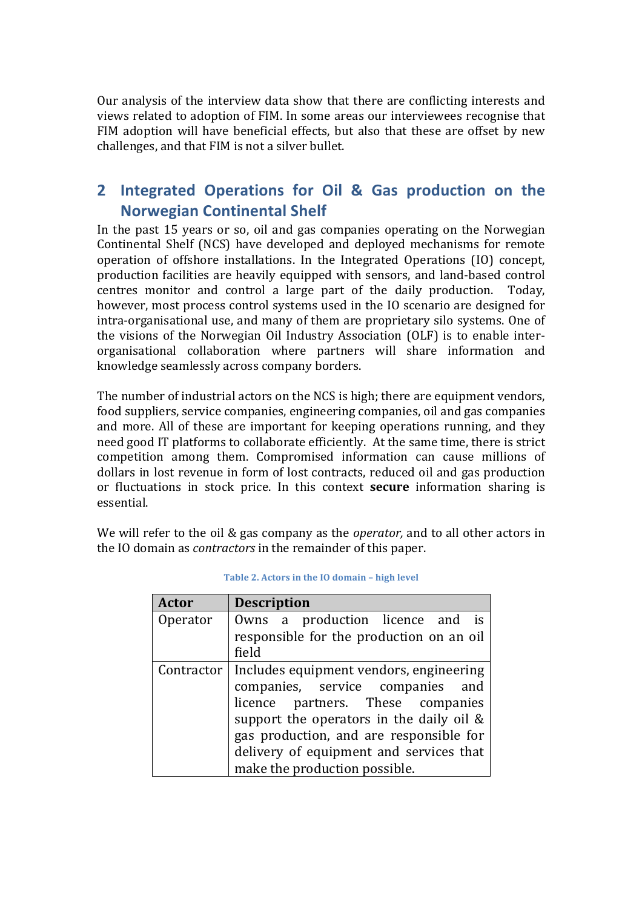Our analysis of the interview data show that there are conflicting interests and views related to adoption of FIM. In some areas our interviewees recognise that FIM adoption will have beneficial effects, but also that these are offset by new challenges, and that FIM is not a silver bullet.

## 2 Integrated Operations for Oil & Gas production on the Norwegian Continental Shelf

In the past 15 years or so, oil and gas companies operating on the Norwegian Continental Shelf (NCS) have developed and deployed mechanisms for remote operation of offshore installations. In the Integrated Operations (IO) concept, production facilities are heavily equipped with sensors, and land-based control centres monitor and control a large part of the daily production. Today, however, most process control systems used in the IO scenario are designed for intra-organisational use, and many of them are proprietary silo systems. One of the visions of the Norwegian Oil Industry Association (OLF) is to enable inter-organisational collaboration where partners will share information and knowledge seamlessly across company borders.

The number of industrial actors on the NCS is high; there are equipment vendors, food suppliers, service companies, engineering companies, oil and gas companies and more. All of these are important for keeping operations running, and they need good IT platforms to collaborate efficiently. At the same time, there is strict competition among them. Compromised information can cause millions of dollars in lost revenue in form of lost contracts, reduced oil and gas production or fluctuations in stock price. In this context **secure** information sharing is essential.

We will refer to the oil & gas company as the *operator,* and to all other actors in the IO domain as *contractors* in the remainder of this paper.

Table 2. Actors in the IO domain – high level

| Actor | Description |
|---|---|
| Operator | Owns a production licence and is responsible for the production on an oil field |
| Contractor | Includes equipment vendors, engineering companies, service companies and licence partners. These companies support the operators in the daily oil & gas production, and are responsible for delivery of equipment and services that make the production possible. |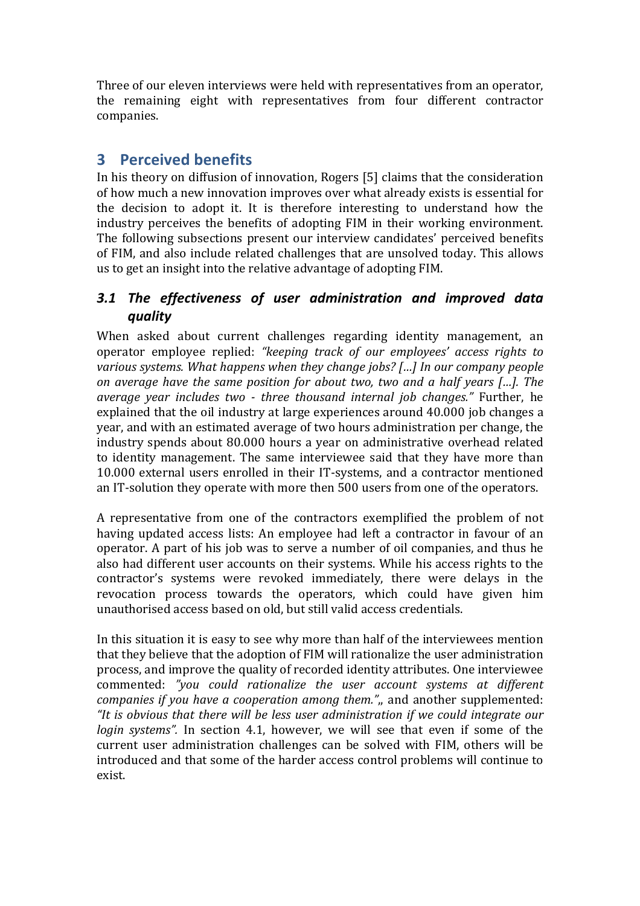Three of our eleven interviews were held with representatives from an operator, the remaining eight with representatives from four different contractor companies.

# 3 Perceived benefits

In his theory on diffusion of innovation, Rogers [5] claims that the consideration of how much a new innovation improves over what already exists is essential for the decision to adopt it. It is therefore interesting to understand how the industry perceives the benefits of adopting FIM in their working environment. The following subsections present our interview candidates' perceived benefits of FIM, and also include related challenges that are unsolved today. This allows us to get an insight into the relative advantage of adopting FIM.

## *3.1 The effectiveness of user administration and improved data quality*

When asked about current challenges regarding identity management, an operator employee replied: *"keeping track of our employees' access rights to various systems. What happens when they change jobs? […] In our company people on average have the same position for about two, two and a half years […]. The average year includes two - three thousand internal job changes."* Further, he explained that the oil industry at large experiences around 40.000 job changes a year, and with an estimated average of two hours administration per change, the industry spends about 80.000 hours a year on administrative overhead related to identity management. The same interviewee said that they have more than 10.000 external users enrolled in their IT-systems, and a contractor mentioned an IT-solution they operate with more then 500 users from one of the operators.

A representative from one of the contractors exemplified the problem of not having updated access lists: An employee had left a contractor in favour of an operator. A part of his job was to serve a number of oil companies, and thus he also had different user accounts on their systems. While his access rights to the contractor's systems were revoked immediately, there were delays in the revocation process towards the operators, which could have given him unauthorised access based on old, but still valid access credentials.

In this situation it is easy to see why more than half of the interviewees mention that they believe that the adoption of FIM will rationalize the user administration process, and improve the quality of recorded identity attributes. One interviewee commented: *"you could rationalize the user account systems at different companies if you have a cooperation among them."*,, and another supplemented: *"It is obvious that there will be less user administration if we could integrate our login systems".* In section 4.1, however, we will see that even if some of the current user administration challenges can be solved with FIM, others will be introduced and that some of the harder access control problems will continue to exist.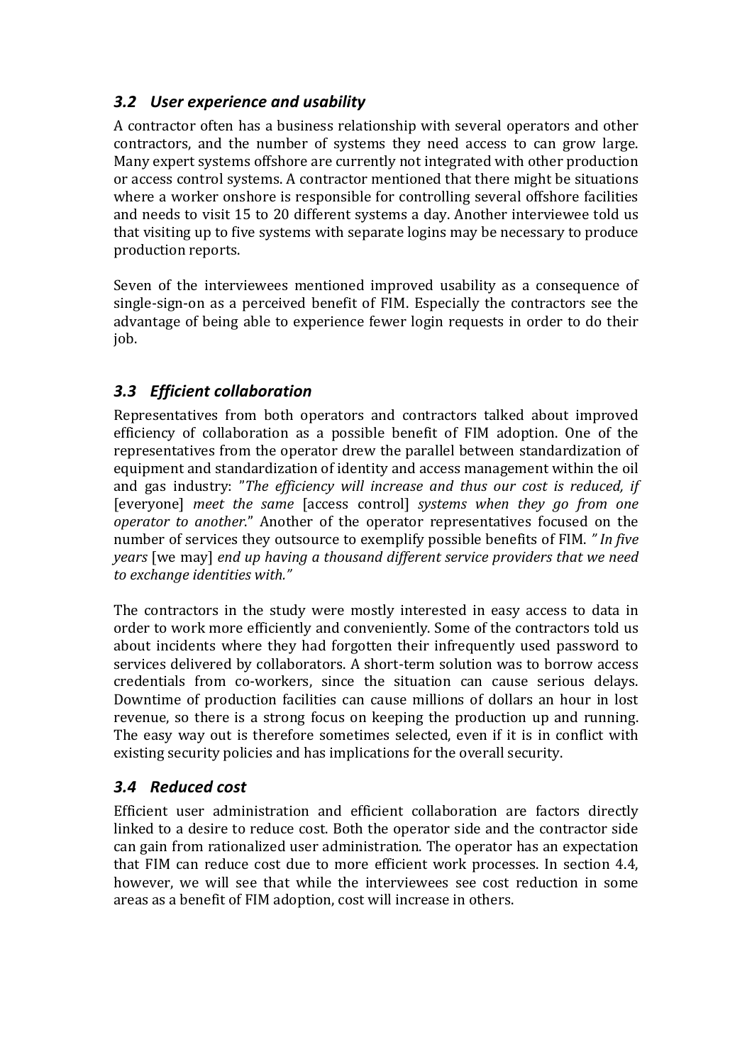### *3.2 User experience and usability*

A contractor often has a business relationship with several operators and other contractors, and the number of systems they need access to can grow large. Many expert systems offshore are currently not integrated with other production or access control systems. A contractor mentioned that there might be situations where a worker onshore is responsible for controlling several offshore facilities and needs to visit 15 to 20 different systems a day. Another interviewee told us that visiting up to five systems with separate logins may be necessary to produce production reports.

Seven of the interviewees mentioned improved usability as a consequence of single-sign-on as a perceived benefit of FIM. Especially the contractors see the advantage of being able to experience fewer login requests in order to do their job.

### *3.3 Efficient collaboration*

Representatives from both operators and contractors talked about improved efficiency of collaboration as a possible benefit of FIM adoption. One of the representatives from the operator drew the parallel between standardization of equipment and standardization of identity and access management within the oil and gas industry: "*The efficiency will increase and thus our cost is reduced, if* [everyone] *meet the same* [access control] *systems when they go from one operator to another*." Another of the operator representatives focused on the number of services they outsource to exemplify possible benefits of FIM. *" In five years* [we may] *end up having a thousand different service providers that we need to exchange identities with."*

The contractors in the study were mostly interested in easy access to data in order to work more efficiently and conveniently. Some of the contractors told us about incidents where they had forgotten their infrequently used password to services delivered by collaborators. A short-term solution was to borrow access credentials from co-workers, since the situation can cause serious delays. Downtime of production facilities can cause millions of dollars an hour in lost revenue, so there is a strong focus on keeping the production up and running. The easy way out is therefore sometimes selected, even if it is in conflict with existing security policies and has implications for the overall security.

### *3.4 Reduced cost*

Efficient user administration and efficient collaboration are factors directly linked to a desire to reduce cost. Both the operator side and the contractor side can gain from rationalized user administration. The operator has an expectation that FIM can reduce cost due to more efficient work processes. In section 4.4, however, we will see that while the interviewees see cost reduction in some areas as a benefit of FIM adoption, cost will increase in others.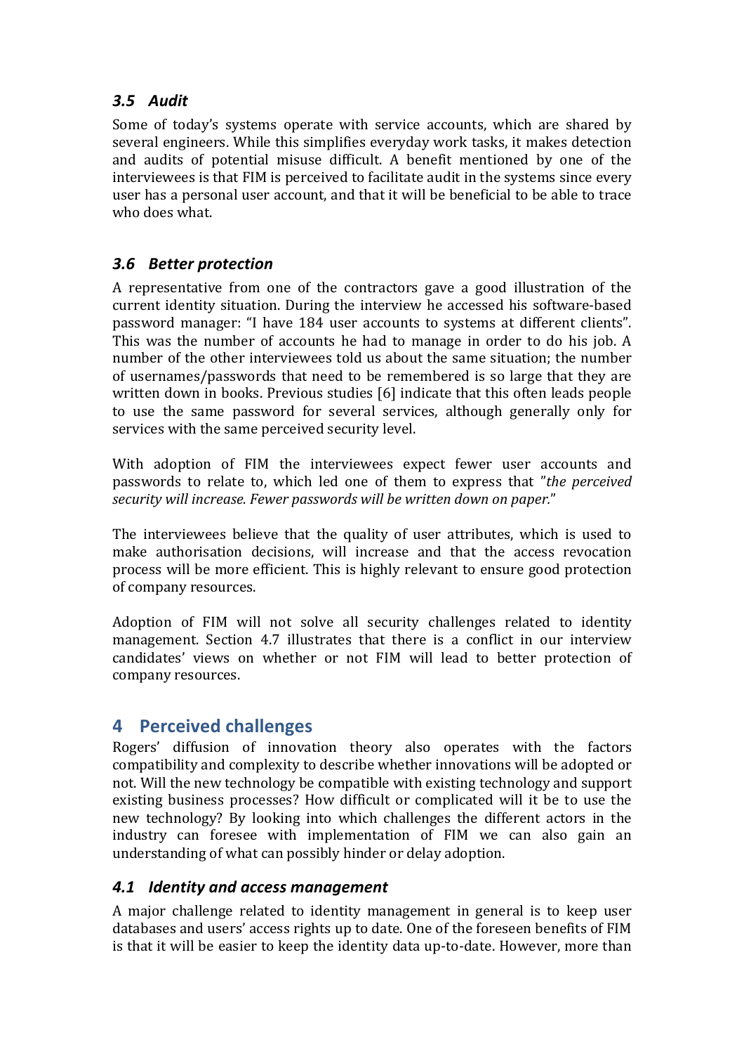### *3.5 Audit*

Some of today's systems operate with service accounts, which are shared by several engineers. While this simplifies everyday work tasks, it makes detection and audits of potential misuse difficult. A benefit mentioned by one of the interviewees is that FIM is perceived to facilitate audit in the systems since every user has a personal user account, and that it will be beneficial to be able to trace who does what.

### *3.6 Better protection*

A representative from one of the contractors gave a good illustration of the current identity situation. During the interview he accessed his software-based password manager: "I have 184 user accounts to systems at different clients". This was the number of accounts he had to manage in order to do his job. A number of the other interviewees told us about the same situation; the number of usernames/passwords that need to be remembered is so large that they are written down in books. Previous studies [6] indicate that this often leads people to use the same password for several services, although generally only for services with the same perceived security level.

With adoption of FIM the interviewees expect fewer user accounts and passwords to relate to, which led one of them to express that "*the perceived security will increase. Fewer passwords will be written down on paper.*"

The interviewees believe that the quality of user attributes, which is used to make authorisation decisions, will increase and that the access revocation process will be more efficient. This is highly relevant to ensure good protection of company resources.

Adoption of FIM will not solve all security challenges related to identity management. Section 4.7 illustrates that there is a conflict in our interview candidates' views on whether or not FIM will lead to better protection of company resources.

## 4 Perceived challenges

Rogers' diffusion of innovation theory also operates with the factors compatibility and complexity to describe whether innovations will be adopted or not. Will the new technology be compatible with existing technology and support existing business processes? How difficult or complicated will it be to use the new technology? By looking into which challenges the different actors in the industry can foresee with implementation of FIM we can also gain an understanding of what can possibly hinder or delay adoption.

### *4.1 Identity and access management*

A major challenge related to identity management in general is to keep user databases and users' access rights up to date. One of the foreseen benefits of FIM is that it will be easier to keep the identity data up-to-date. However, more than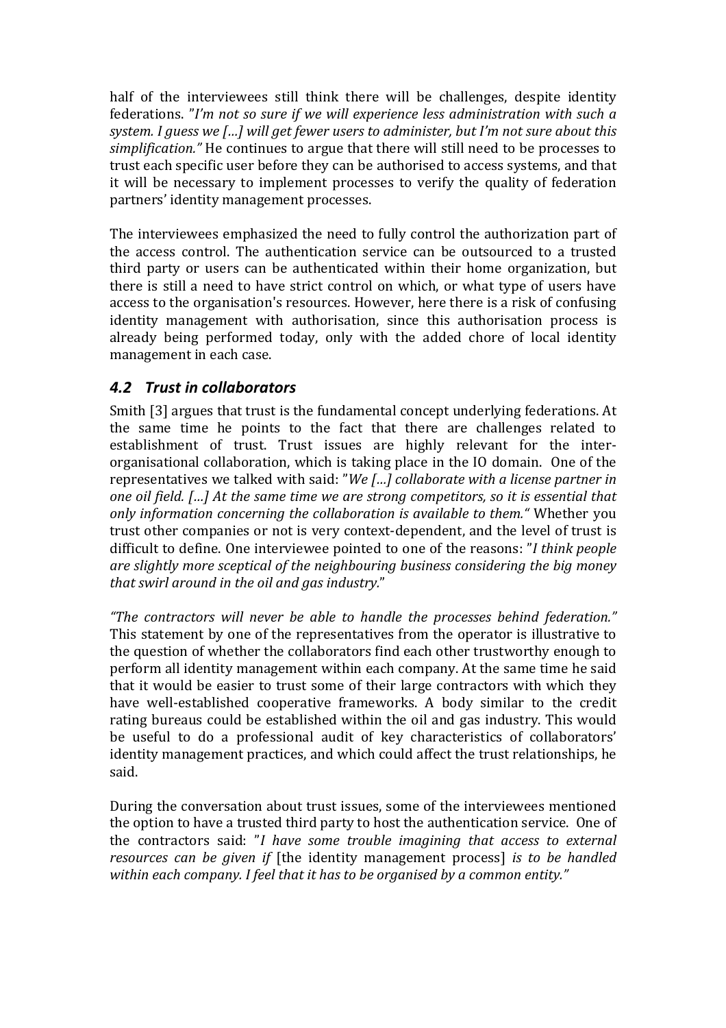half of the interviewees still think there will be challenges, despite identity federations. "*I'm not so sure if we will experience less administration with such a system. I guess we […] will get fewer users to administer, but I'm not sure about this simplification.*" He continues to argue that there will still need to be processes to trust each specific user before they can be authorised to access systems, and that it will be necessary to implement processes to verify the quality of federation partners' identity management processes.

The interviewees emphasized the need to fully control the authorization part of the access control. The authentication service can be outsourced to a trusted third party or users can be authenticated within their home organization, but there is still a need to have strict control on which, or what type of users have access to the organisation's resources. However, here there is a risk of confusing identity management with authorisation, since this authorisation process is already being performed today, only with the added chore of local identity management in each case.

## 4.2 Trust in collaborators

Smith [3] argues that trust is the fundamental concept underlying federations. At the same time he points to the fact that there are challenges related to establishment of trust. Trust issues are highly relevant for the inter-organisational collaboration, which is taking place in the IO domain. One of the representatives we talked with said: "*We […] collaborate with a license partner in one oil field. […] At the same time we are strong competitors, so it is essential that only information concerning the collaboration is available to them.*" Whether you trust other companies or not is very context-dependent, and the level of trust is difficult to define. One interviewee pointed to one of the reasons: "*I think people are slightly more sceptical of the neighbouring business considering the big money that swirl around in the oil and gas industry.*"

*"The contractors will never be able to handle the processes behind federation."* This statement by one of the representatives from the operator is illustrative to the question of whether the collaborators find each other trustworthy enough to perform all identity management within each company. At the same time he said that it would be easier to trust some of their large contractors with which they have well-established cooperative frameworks. A body similar to the credit rating bureaus could be established within the oil and gas industry. This would be useful to do a professional audit of key characteristics of collaborators' identity management practices, and which could affect the trust relationships, he said.

During the conversation about trust issues, some of the interviewees mentioned the option to have a trusted third party to host the authentication service. One of the contractors said: "*I have some trouble imagining that access to external resources can be given if* [the identity management process] *is to be handled within each company. I feel that it has to be organised by a common entity.*"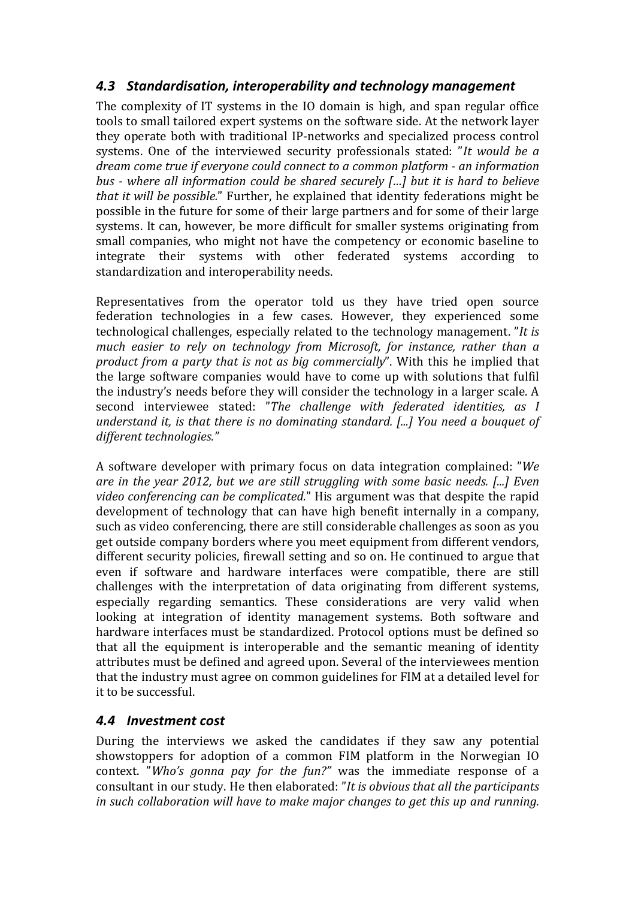### *4.3 Standardisation, interoperability and technology management*

The complexity of IT systems in the IO domain is high, and span regular office tools to small tailored expert systems on the software side. At the network layer they operate both with traditional IP-networks and specialized process control systems. One of the interviewed security professionals stated: "*It would be a dream come true if everyone could connect to a common platform - an information bus - where all information could be shared securely […] but it is hard to believe that it will be possible.*" Further, he explained that identity federations might be possible in the future for some of their large partners and for some of their large systems. It can, however, be more difficult for smaller systems originating from small companies, who might not have the competency or economic baseline to integrate their systems with other federated systems according to standardization and interoperability needs.

Representatives from the operator told us they have tried open source federation technologies in a few cases. However, they experienced some technological challenges, especially related to the technology management. "*It is much easier to rely on technology from Microsoft, for instance, rather than a product from a party that is not as big commercially*". With this he implied that the large software companies would have to come up with solutions that fulfil the industry's needs before they will consider the technology in a larger scale. A second interviewee stated: "*The challenge with federated identities, as I understand it, is that there is no dominating standard. [...] You need a bouquet of different technologies.*"

A software developer with primary focus on data integration complained: "*We are in the year 2012, but we are still struggling with some basic needs. [...] Even video conferencing can be complicated.*" His argument was that despite the rapid development of technology that can have high benefit internally in a company, such as video conferencing, there are still considerable challenges as soon as you get outside company borders where you meet equipment from different vendors, different security policies, firewall setting and so on. He continued to argue that even if software and hardware interfaces were compatible, there are still challenges with the interpretation of data originating from different systems, especially regarding semantics. These considerations are very valid when looking at integration of identity management systems. Both software and hardware interfaces must be standardized. Protocol options must be defined so that all the equipment is interoperable and the semantic meaning of identity attributes must be defined and agreed upon. Several of the interviewees mention that the industry must agree on common guidelines for FIM at a detailed level for it to be successful.

### *4.4 Investment cost*

During the interviews we asked the candidates if they saw any potential showstoppers for adoption of a common FIM platform in the Norwegian IO context. "*Who's gonna pay for the fun?*" was the immediate response of a consultant in our study. He then elaborated: "*It is obvious that all the participants in such collaboration will have to make major changes to get this up and running.*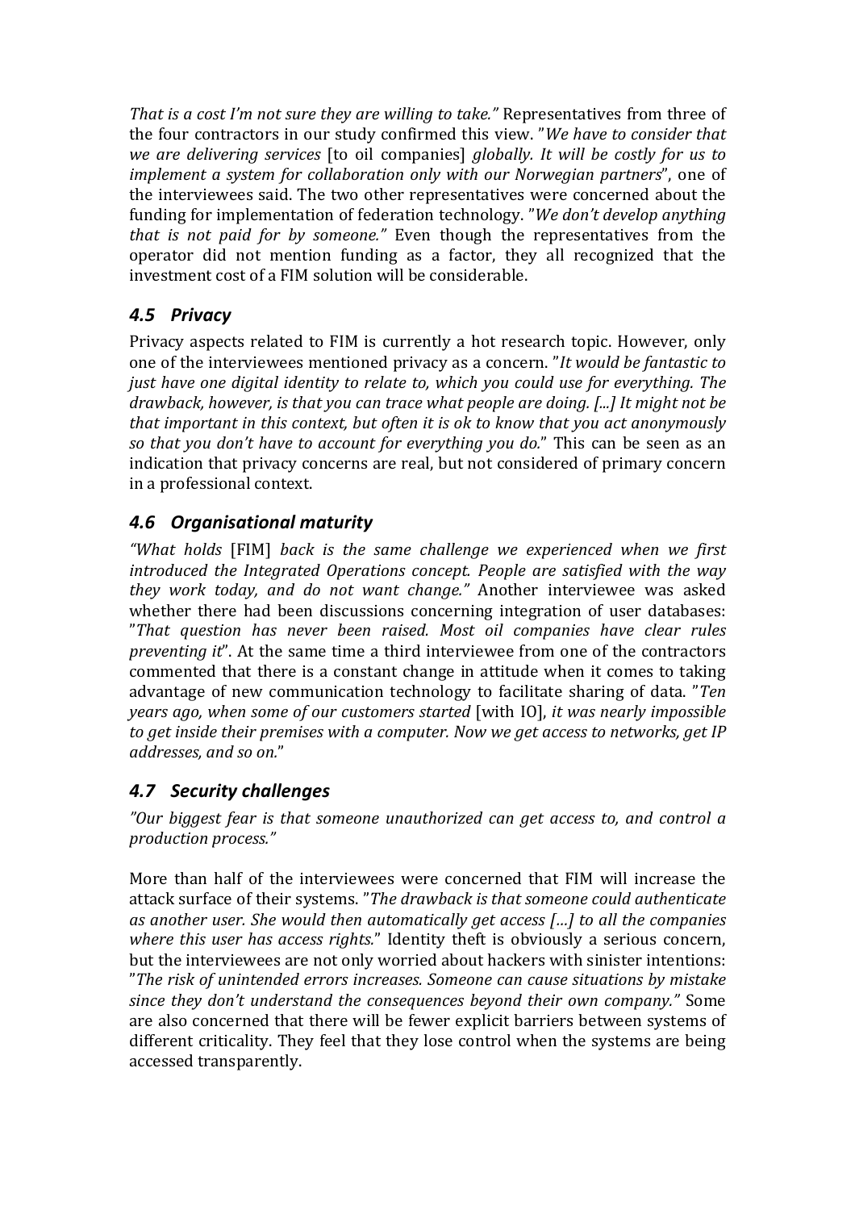*That is a cost I'm not sure they are willing to take."* Representatives from three of the four contractors in our study confirmed this view. "*We have to consider that we are delivering services* [to oil companies] *globally. It will be costly for us to implement a system for collaboration only with our Norwegian partners*", one of the interviewees said. The two other representatives were concerned about the funding for implementation of federation technology. "*We don't develop anything that is not paid for by someone."* Even though the representatives from the operator did not mention funding as a factor, they all recognized that the investment cost of a FIM solution will be considerable.

## *4.5 Privacy*

Privacy aspects related to FIM is currently a hot research topic. However, only one of the interviewees mentioned privacy as a concern. "*It would be fantastic to just have one digital identity to relate to, which you could use for everything. The drawback, however, is that you can trace what people are doing. [...] It might not be that important in this context, but often it is ok to know that you act anonymously so that you don't have to account for everything you do.*" This can be seen as an indication that privacy concerns are real, but not considered of primary concern in a professional context.

## *4.6 Organisational maturity*

*"What holds* [FIM] *back is the same challenge we experienced when we first introduced the Integrated Operations concept. People are satisfied with the way they work today, and do not want change."* Another interviewee was asked whether there had been discussions concerning integration of user databases: "*That question has never been raised. Most oil companies have clear rules preventing it*". At the same time a third interviewee from one of the contractors commented that there is a constant change in attitude when it comes to taking advantage of new communication technology to facilitate sharing of data. "*Ten years ago, when some of our customers started* [with IO], *it was nearly impossible to get inside their premises with a computer. Now we get access to networks, get IP addresses, and so on.*"

## *4.7 Security challenges*

*"Our biggest fear is that someone unauthorized can get access to, and control a production process."*

More than half of the interviewees were concerned that FIM will increase the attack surface of their systems. "*The drawback is that someone could authenticate as another user. She would then automatically get access […] to all the companies where this user has access rights.*" Identity theft is obviously a serious concern, but the interviewees are not only worried about hackers with sinister intentions: "*The risk of unintended errors increases. Someone can cause situations by mistake since they don't understand the consequences beyond their own company."* Some are also concerned that there will be fewer explicit barriers between systems of different criticality. They feel that they lose control when the systems are being accessed transparently.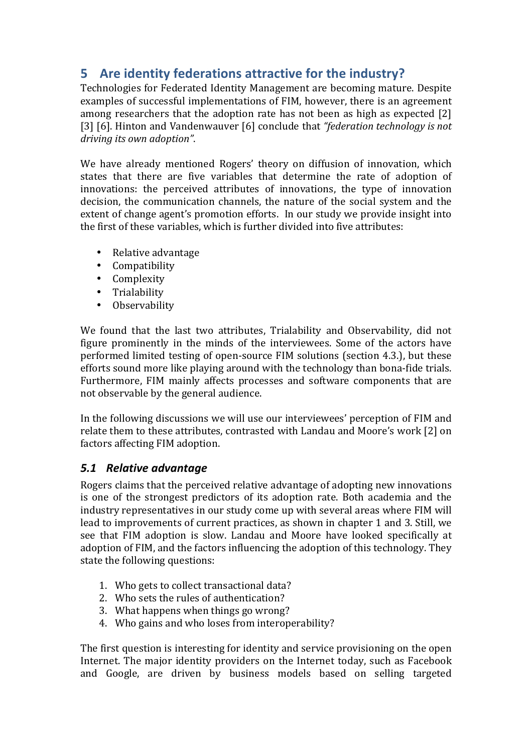## 5 Are identity federations attractive for the industry?

Technologies for Federated Identity Management are becoming mature. Despite examples of successful implementations of FIM, however, there is an agreement among researchers that the adoption rate has not been as high as expected [2] [3] [6]. Hinton and Vandenwauver [6] conclude that *"federation technology is not driving its own adoption"*.

We have already mentioned Rogers' theory on diffusion of innovation, which states that there are five variables that determine the rate of adoption of innovations: the perceived attributes of innovations, the type of innovation decision, the communication channels, the nature of the social system and the extent of change agent's promotion efforts. In our study we provide insight into the first of these variables, which is further divided into five attributes:

- Relative advantage
- Compatibility
- Complexity
- Trialability
- Observability

We found that the last two attributes, Trialability and Observability, did not figure prominently in the minds of the interviewees. Some of the actors have performed limited testing of open-source FIM solutions (section 4.3.), but these efforts sound more like playing around with the technology than bona-fide trials. Furthermore, FIM mainly affects processes and software components that are not observable by the general audience.

In the following discussions we will use our interviewees' perception of FIM and relate them to these attributes, contrasted with Landau and Moore's work [2] on factors affecting FIM adoption.

### *5.1 Relative advantage*

Rogers claims that the perceived relative advantage of adopting new innovations is one of the strongest predictors of its adoption rate. Both academia and the industry representatives in our study come up with several areas where FIM will lead to improvements of current practices, as shown in chapter 1 and 3. Still, we see that FIM adoption is slow. Landau and Moore have looked specifically at adoption of FIM, and the factors influencing the adoption of this technology. They state the following questions:

1. Who gets to collect transactional data?
2. Who sets the rules of authentication?
3. What happens when things go wrong?
4. Who gains and who loses from interoperability?

The first question is interesting for identity and service provisioning on the open Internet. The major identity providers on the Internet today, such as Facebook and Google, are driven by business models based on selling targeted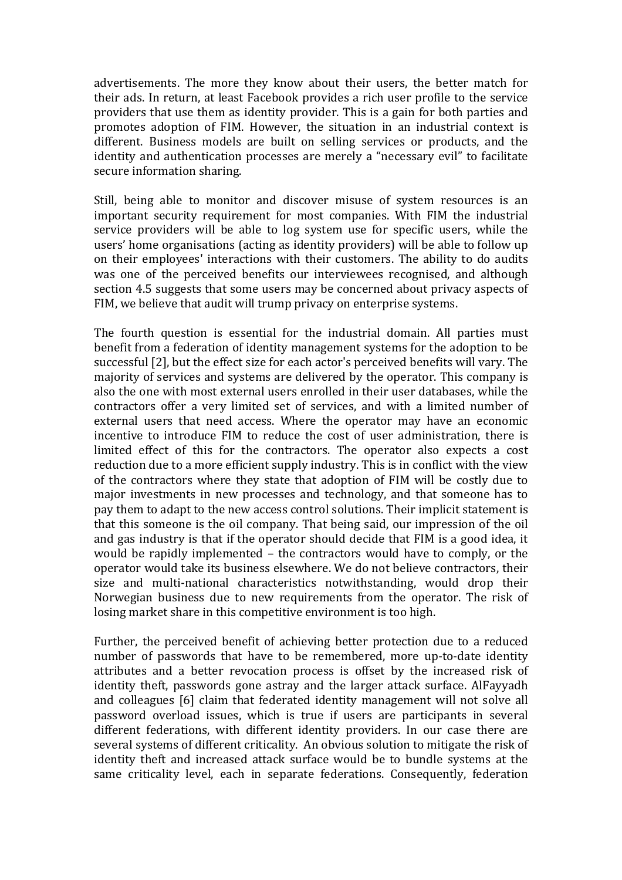advertisements. The more they know about their users, the better match for their ads. In return, at least Facebook provides a rich user profile to the service providers that use them as identity provider. This is a gain for both parties and promotes adoption of FIM. However, the situation in an industrial context is different. Business models are built on selling services or products, and the identity and authentication processes are merely a "necessary evil" to facilitate secure information sharing.

Still, being able to monitor and discover misuse of system resources is an important security requirement for most companies. With FIM the industrial service providers will be able to log system use for specific users, while the users' home organisations (acting as identity providers) will be able to follow up on their employees' interactions with their customers. The ability to do audits was one of the perceived benefits our interviewees recognised, and although section 4.5 suggests that some users may be concerned about privacy aspects of FIM, we believe that audit will trump privacy on enterprise systems.

The fourth question is essential for the industrial domain. All parties must benefit from a federation of identity management systems for the adoption to be successful [2], but the effect size for each actor's perceived benefits will vary. The majority of services and systems are delivered by the operator. This company is also the one with most external users enrolled in their user databases, while the contractors offer a very limited set of services, and with a limited number of external users that need access. Where the operator may have an economic incentive to introduce FIM to reduce the cost of user administration, there is limited effect of this for the contractors. The operator also expects a cost reduction due to a more efficient supply industry. This is in conflict with the view of the contractors where they state that adoption of FIM will be costly due to major investments in new processes and technology, and that someone has to pay them to adapt to the new access control solutions. Their implicit statement is that this someone is the oil company. That being said, our impression of the oil and gas industry is that if the operator should decide that FIM is a good idea, it would be rapidly implemented – the contractors would have to comply, or the operator would take its business elsewhere. We do not believe contractors, their size and multi-national characteristics notwithstanding, would drop their Norwegian business due to new requirements from the operator. The risk of losing market share in this competitive environment is too high.

Further, the perceived benefit of achieving better protection due to a reduced number of passwords that have to be remembered, more up-to-date identity attributes and a better revocation process is offset by the increased risk of identity theft, passwords gone astray and the larger attack surface. AlFayyadh and colleagues [6] claim that federated identity management will not solve all password overload issues, which is true if users are participants in several different federations, with different identity providers. In our case there are several systems of different criticality. An obvious solution to mitigate the risk of identity theft and increased attack surface would be to bundle systems at the same criticality level, each in separate federations. Consequently, federation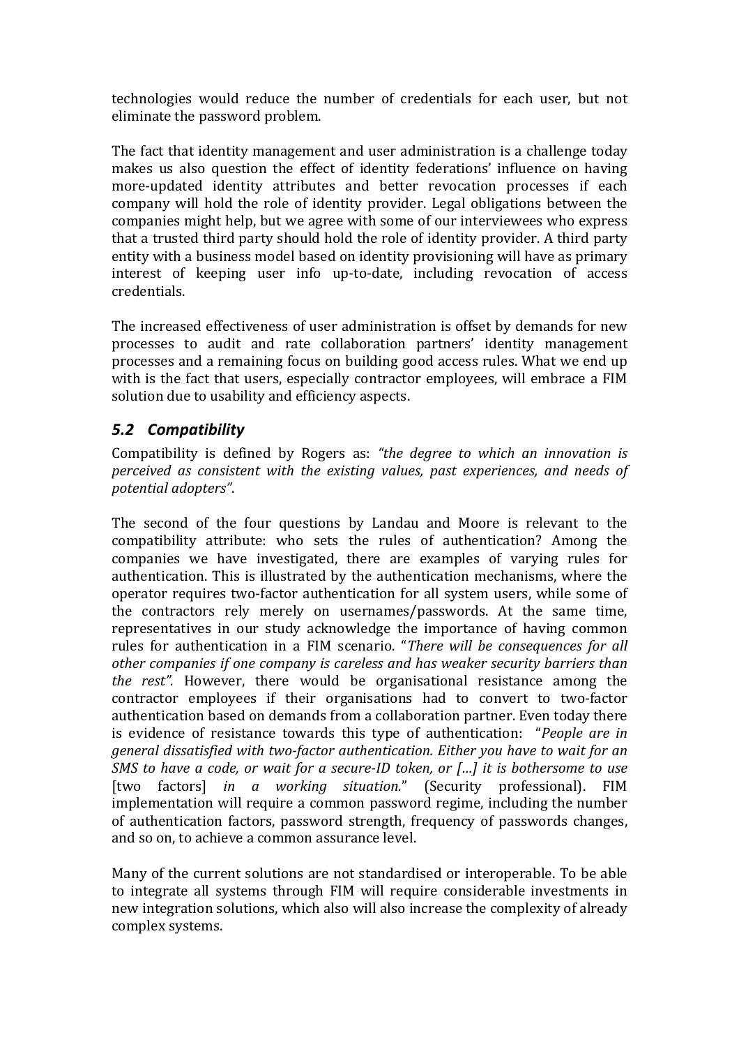technologies would reduce the number of credentials for each user, but not eliminate the password problem.

The fact that identity management and user administration is a challenge today makes us also question the effect of identity federations' influence on having more-updated identity attributes and better revocation processes if each company will hold the role of identity provider. Legal obligations between the companies might help, but we agree with some of our interviewees who express that a trusted third party should hold the role of identity provider. A third party entity with a business model based on identity provisioning will have as primary interest of keeping user info up-to-date, including revocation of access credentials.

The increased effectiveness of user administration is offset by demands for new processes to audit and rate collaboration partners' identity management processes and a remaining focus on building good access rules. What we end up with is the fact that users, especially contractor employees, will embrace a FIM solution due to usability and efficiency aspects.

## *5.2 Compatibility*

Compatibility is defined by Rogers as: *"the degree to which an innovation is perceived as consistent with the existing values, past experiences, and needs of potential adopters"*.

The second of the four questions by Landau and Moore is relevant to the compatibility attribute: who sets the rules of authentication? Among the companies we have investigated, there are examples of varying rules for authentication. This is illustrated by the authentication mechanisms, where the operator requires two-factor authentication for all system users, while some of the contractors rely merely on usernames/passwords. At the same time, representatives in our study acknowledge the importance of having common rules for authentication in a FIM scenario. "*There will be consequences for all other companies if one company is careless and has weaker security barriers than the rest".* However, there would be organisational resistance among the contractor employees if their organisations had to convert to two-factor authentication based on demands from a collaboration partner. Even today there is evidence of resistance towards this type of authentication: "*People are in general dissatisfied with two-factor authentication. Either you have to wait for an SMS to have a code, or wait for a secure-ID token, or [...] it is bothersome to use* [two factors] *in a working situation.*" (Security professional). FIM implementation will require a common password regime, including the number of authentication factors, password strength, frequency of passwords changes, and so on, to achieve a common assurance level.

Many of the current solutions are not standardised or interoperable. To be able to integrate all systems through FIM will require considerable investments in new integration solutions, which also will also increase the complexity of already complex systems.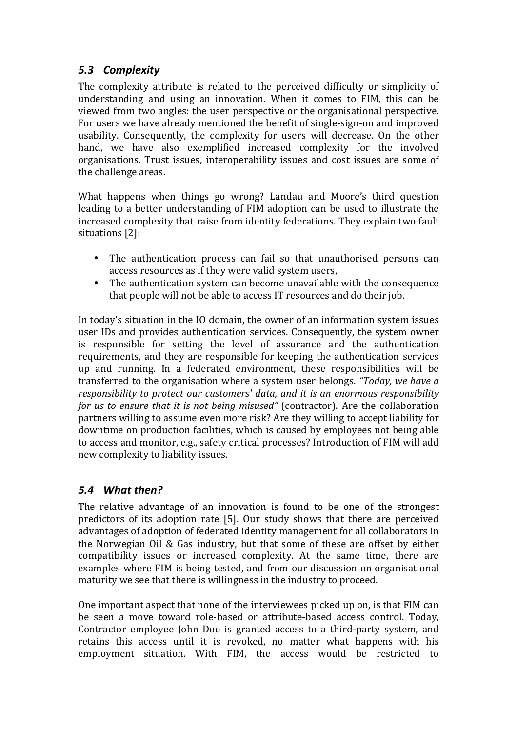### *5.3 Complexity*

The complexity attribute is related to the perceived difficulty or simplicity of understanding and using an innovation. When it comes to FIM, this can be viewed from two angles: the user perspective or the organisational perspective. For users we have already mentioned the benefit of single-sign-on and improved usability. Consequently, the complexity for users will decrease. On the other hand, we have also exemplified increased complexity for the involved organisations. Trust issues, interoperability issues and cost issues are some of the challenge areas.

What happens when things go wrong? Landau and Moore's third question leading to a better understanding of FIM adoption can be used to illustrate the increased complexity that raise from identity federations. They explain two fault situations [2]:

- The authentication process can fail so that unauthorised persons can access resources as if they were valid system users,
- The authentication system can become unavailable with the consequence that people will not be able to access IT resources and do their job.

In today's situation in the IO domain, the owner of an information system issues user IDs and provides authentication services. Consequently, the system owner is responsible for setting the level of assurance and the authentication requirements, and they are responsible for keeping the authentication services up and running. In a federated environment, these responsibilities will be transferred to the organisation where a system user belongs. *"Today, we have a responsibility to protect our customers' data, and it is an enormous responsibility for us to ensure that it is not being misused"* (contractor). Are the collaboration partners willing to assume even more risk? Are they willing to accept liability for downtime on production facilities, which is caused by employees not being able to access and monitor, e.g., safety critical processes? Introduction of FIM will add new complexity to liability issues.

### *5.4 What then?*

The relative advantage of an innovation is found to be one of the strongest predictors of its adoption rate [5]. Our study shows that there are perceived advantages of adoption of federated identity management for all collaborators in the Norwegian Oil & Gas industry, but that some of these are offset by either compatibility issues or increased complexity. At the same time, there are examples where FIM is being tested, and from our discussion on organisational maturity we see that there is willingness in the industry to proceed.

One important aspect that none of the interviewees picked up on, is that FIM can be seen a move toward role-based or attribute-based access control. Today, Contractor employee John Doe is granted access to a third-party system, and retains this access until it is revoked, no matter what happens with his employment situation. With FIM, the access would be restricted to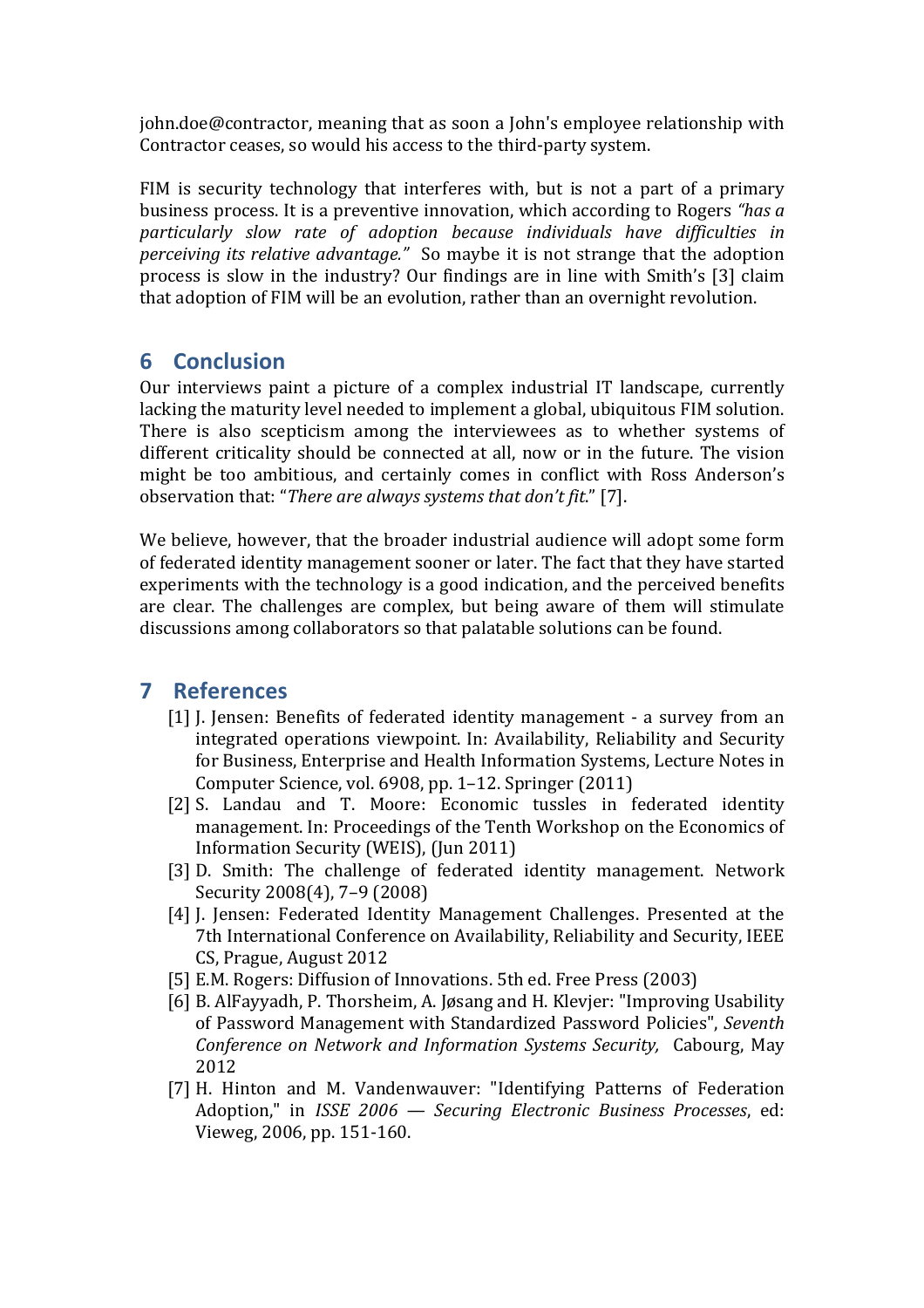john.doe@contractor, meaning that as soon a John's employee relationship with Contractor ceases, so would his access to the third-party system.

FIM is security technology that interferes with, but is not a part of a primary business process. It is a preventive innovation, which according to Rogers *"has a particularly slow rate of adoption because individuals have difficulties in perceiving its relative advantage."* So maybe it is not strange that the adoption process is slow in the industry? Our findings are in line with Smith's [3] claim that adoption of FIM will be an evolution, rather than an overnight revolution.

## 6 Conclusion

Our interviews paint a picture of a complex industrial IT landscape, currently lacking the maturity level needed to implement a global, ubiquitous FIM solution. There is also scepticism among the interviewees as to whether systems of different criticality should be connected at all, now or in the future. The vision might be too ambitious, and certainly comes in conflict with Ross Anderson's observation that: "*There are always systems that don't fit.*" [7].

We believe, however, that the broader industrial audience will adopt some form of federated identity management sooner or later. The fact that they have started experiments with the technology is a good indication, and the perceived benefits are clear. The challenges are complex, but being aware of them will stimulate discussions among collaborators so that palatable solutions can be found.

## 7 References

- [1] J. Jensen: Benefits of federated identity management - a survey from an integrated operations viewpoint. In: Availability, Reliability and Security for Business, Enterprise and Health Information Systems, Lecture Notes in Computer Science, vol. 6908, pp. 1–12. Springer (2011)
- [2] S. Landau and T. Moore: Economic tussles in federated identity management. In: Proceedings of the Tenth Workshop on the Economics of Information Security (WEIS), (Jun 2011)
- [3] D. Smith: The challenge of federated identity management. Network Security 2008(4), 7–9 (2008)
- [4] J. Jensen: Federated Identity Management Challenges. Presented at the 7th International Conference on Availability, Reliability and Security, IEEE CS, Prague, August 2012
- [5] E.M. Rogers: Diffusion of Innovations. 5th ed. Free Press (2003)
- [6] B. AlFayyadh, P. Thorsheim, A. Jøsang and H. Klevjer: "Improving Usability of Password Management with Standardized Password Policies", *Seventh Conference on Network and Information Systems Security,* Cabourg, May 2012
- [7] H. Hinton and M. Vandenwauver: "Identifying Patterns of Federation Adoption," in *ISSE 2006 — Securing Electronic Business Processes*, ed: Vieweg, 2006, pp. 151-160.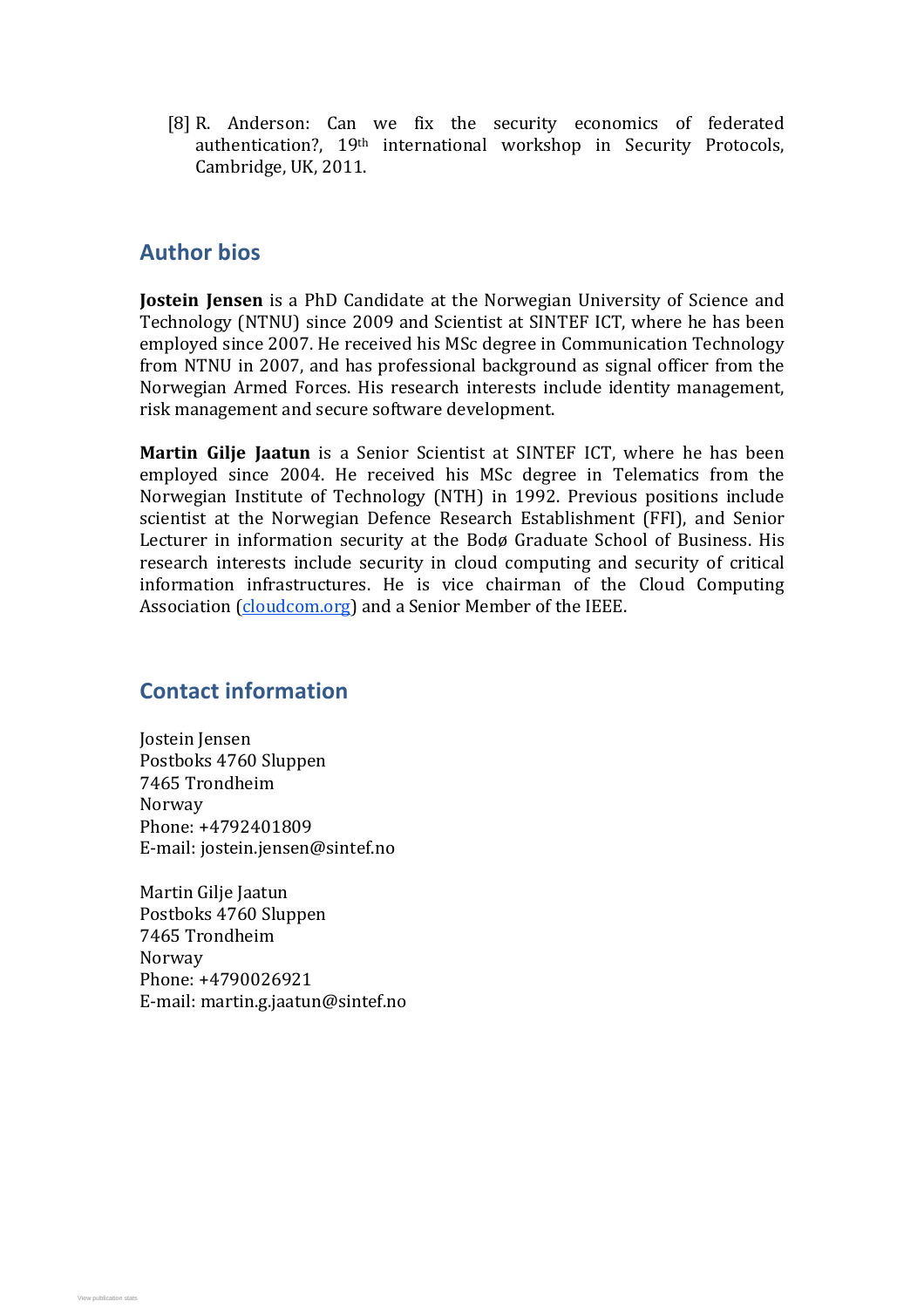[8] R. Anderson: Can we fix the security economics of federated authentication?, 19th international workshop in Security Protocols, Cambridge, UK, 2011.

## Author bios

**Jostein Jensen** is a PhD Candidate at the Norwegian University of Science and Technology (NTNU) since 2009 and Scientist at SINTEF ICT, where he has been employed since 2007. He received his MSc degree in Communication Technology from NTNU in 2007, and has professional background as signal officer from the Norwegian Armed Forces. His research interests include identity management, risk management and secure software development.

**Martin Gilje Jaatun** is a Senior Scientist at SINTEF ICT, where he has been employed since 2004. He received his MSc degree in Telematics from the Norwegian Institute of Technology (NTH) in 1992. Previous positions include scientist at the Norwegian Defence Research Establishment (FFI), and Senior Lecturer in information security at the Bodø Graduate School of Business. His research interests include security in cloud computing and security of critical information infrastructures. He is vice chairman of the Cloud Computing Association (cloudcom.org) and a Senior Member of the IEEE.

## Contact information

Jostein Jensen
Postboks 4760 Sluppen
7465 Trondheim
Norway
Phone: +4792401809
E-mail: jostein.jensen@sintef.no

Martin Gilje Jaatun
Postboks 4760 Sluppen
7465 Trondheim
Norway
Phone: +4790026921
E-mail: martin.g.jaatun@sintef.no